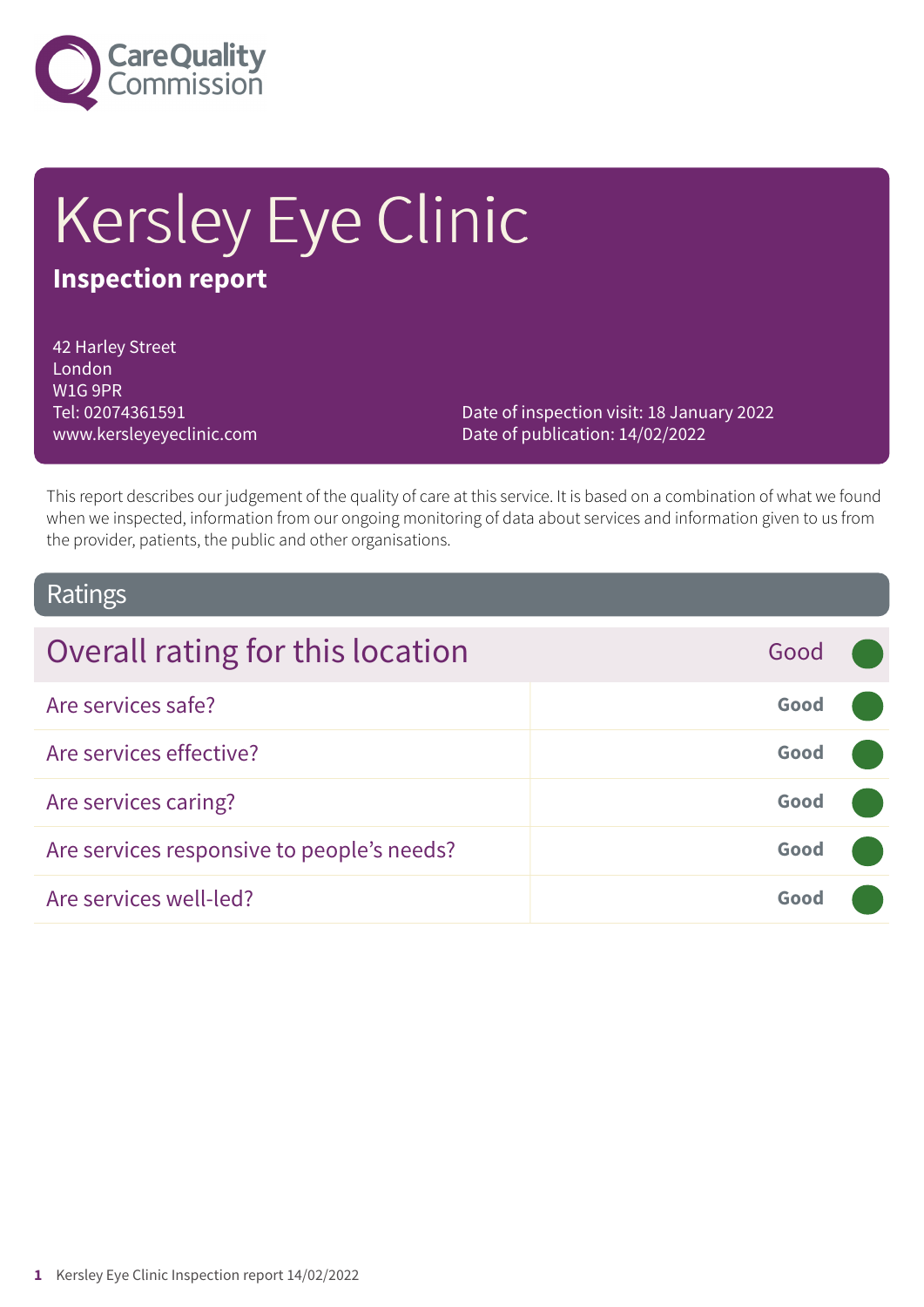Care Quality Commission

# Kersley Eye Clinic

**Inspection report**

42 Harley Street
London
W1G 9PR
Tel: 02074361591
www.kersleyeyeclinic.com

Date of inspection visit: 18 January 2022
Date of publication: 14/02/2022

This report describes our judgement of the quality of care at this service. It is based on a combination of what we found when we inspected, information from our ongoing monitoring of data about services and information given to us from the provider, patients, the public and other organisations.

## Ratings

| Overall rating for this location | Good |
|---|---|
| Are services safe? | Good |
| Are services effective? | Good |
| Are services caring? | Good |
| Are services responsive to people's needs? | Good |
| Are services well-led? | Good |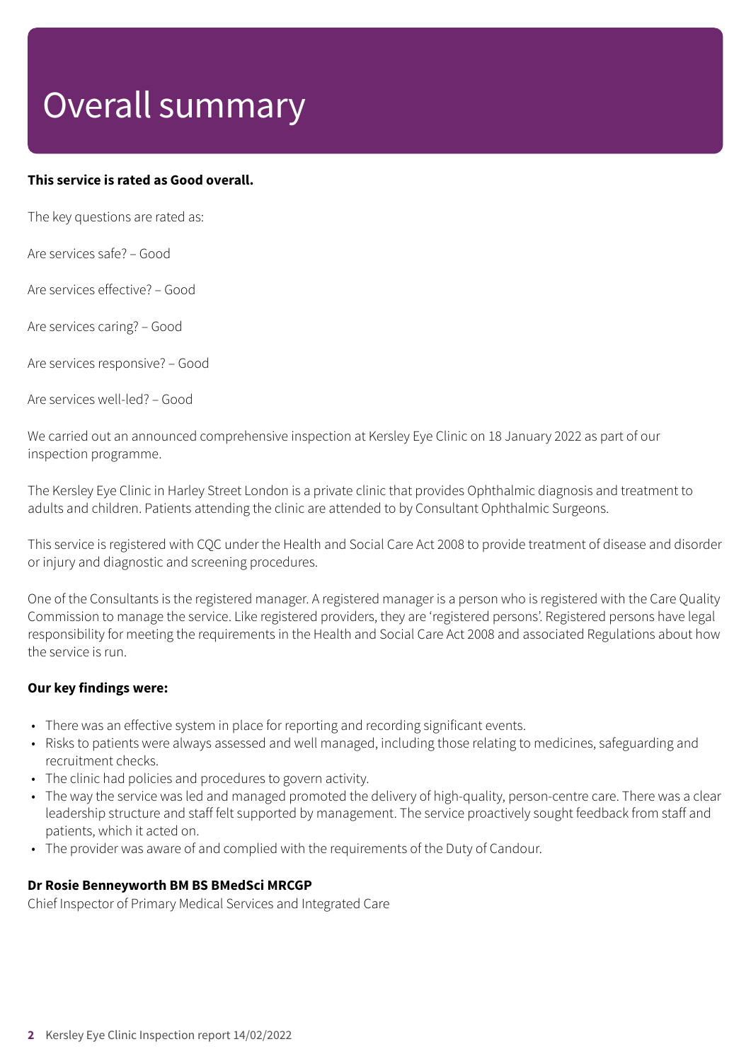# Overall summary

**This service is rated as Good overall.**

The key questions are rated as:

Are services safe? – Good

Are services effective? – Good

Are services caring? – Good

Are services responsive? – Good

Are services well-led? – Good

We carried out an announced comprehensive inspection at Kersley Eye Clinic on 18 January 2022 as part of our inspection programme.

The Kersley Eye Clinic in Harley Street London is a private clinic that provides Ophthalmic diagnosis and treatment to adults and children. Patients attending the clinic are attended to by Consultant Ophthalmic Surgeons.

This service is registered with CQC under the Health and Social Care Act 2008 to provide treatment of disease and disorder or injury and diagnostic and screening procedures.

One of the Consultants is the registered manager. A registered manager is a person who is registered with the Care Quality Commission to manage the service. Like registered providers, they are 'registered persons'. Registered persons have legal responsibility for meeting the requirements in the Health and Social Care Act 2008 and associated Regulations about how the service is run.

**Our key findings were:**

- There was an effective system in place for reporting and recording significant events.
- Risks to patients were always assessed and well managed, including those relating to medicines, safeguarding and recruitment checks.
- The clinic had policies and procedures to govern activity.
- The way the service was led and managed promoted the delivery of high-quality, person-centre care. There was a clear leadership structure and staff felt supported by management. The service proactively sought feedback from staff and patients, which it acted on.
- The provider was aware of and complied with the requirements of the Duty of Candour.

**Dr Rosie Benneyworth BM BS BMedSci MRCGP**

Chief Inspector of Primary Medical Services and Integrated Care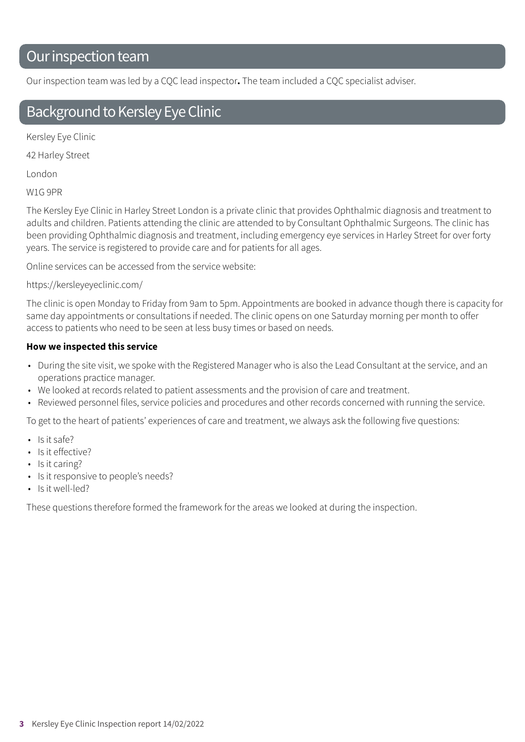## Our inspection team

Our inspection team was led by a CQC lead inspector**.** The team included a CQC specialist adviser.

## Background to Kersley Eye Clinic

Kersley Eye Clinic

42 Harley Street

London

W1G 9PR

The Kersley Eye Clinic in Harley Street London is a private clinic that provides Ophthalmic diagnosis and treatment to adults and children. Patients attending the clinic are attended to by Consultant Ophthalmic Surgeons. The clinic has been providing Ophthalmic diagnosis and treatment, including emergency eye services in Harley Street for over forty years. The service is registered to provide care and for patients for all ages.

Online services can be accessed from the service website:

https://kersleyeyeclinic.com/

The clinic is open Monday to Friday from 9am to 5pm. Appointments are booked in advance though there is capacity for same day appointments or consultations if needed. The clinic opens on one Saturday morning per month to offer access to patients who need to be seen at less busy times or based on needs.

**How we inspected this service**

- During the site visit, we spoke with the Registered Manager who is also the Lead Consultant at the service, and an operations practice manager.
- We looked at records related to patient assessments and the provision of care and treatment.
- Reviewed personnel files, service policies and procedures and other records concerned with running the service.

To get to the heart of patients' experiences of care and treatment, we always ask the following five questions:

- Is it safe?
- Is it effective?
- Is it caring?
- Is it responsive to people's needs?
- Is it well-led?

These questions therefore formed the framework for the areas we looked at during the inspection.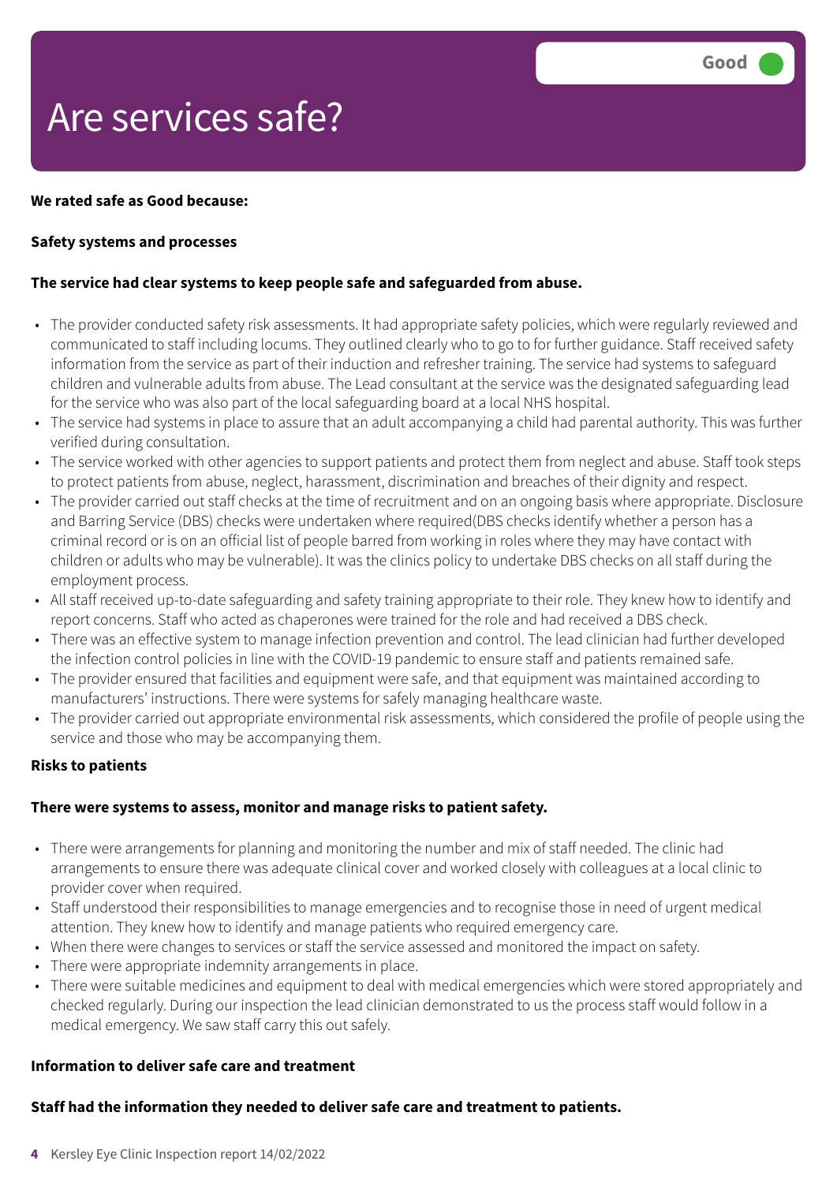# Are services safe?

Good

**We rated safe as Good because:**

**Safety systems and processes**

**The service had clear systems to keep people safe and safeguarded from abuse.**

- The provider conducted safety risk assessments. It had appropriate safety policies, which were regularly reviewed and communicated to staff including locums. They outlined clearly who to go to for further guidance. Staff received safety information from the service as part of their induction and refresher training. The service had systems to safeguard children and vulnerable adults from abuse. The Lead consultant at the service was the designated safeguarding lead for the service who was also part of the local safeguarding board at a local NHS hospital.
- The service had systems in place to assure that an adult accompanying a child had parental authority. This was further verified during consultation.
- The service worked with other agencies to support patients and protect them from neglect and abuse. Staff took steps to protect patients from abuse, neglect, harassment, discrimination and breaches of their dignity and respect.
- The provider carried out staff checks at the time of recruitment and on an ongoing basis where appropriate. Disclosure and Barring Service (DBS) checks were undertaken where required(DBS checks identify whether a person has a criminal record or is on an official list of people barred from working in roles where they may have contact with children or adults who may be vulnerable). It was the clinics policy to undertake DBS checks on all staff during the employment process.
- All staff received up-to-date safeguarding and safety training appropriate to their role. They knew how to identify and report concerns. Staff who acted as chaperones were trained for the role and had received a DBS check.
- There was an effective system to manage infection prevention and control. The lead clinician had further developed the infection control policies in line with the COVID-19 pandemic to ensure staff and patients remained safe.
- The provider ensured that facilities and equipment were safe, and that equipment was maintained according to manufacturers' instructions. There were systems for safely managing healthcare waste.
- The provider carried out appropriate environmental risk assessments, which considered the profile of people using the service and those who may be accompanying them.

**Risks to patients**

**There were systems to assess, monitor and manage risks to patient safety.**

- There were arrangements for planning and monitoring the number and mix of staff needed. The clinic had arrangements to ensure there was adequate clinical cover and worked closely with colleagues at a local clinic to provider cover when required.
- Staff understood their responsibilities to manage emergencies and to recognise those in need of urgent medical attention. They knew how to identify and manage patients who required emergency care.
- When there were changes to services or staff the service assessed and monitored the impact on safety.
- There were appropriate indemnity arrangements in place.
- There were suitable medicines and equipment to deal with medical emergencies which were stored appropriately and checked regularly. During our inspection the lead clinician demonstrated to us the process staff would follow in a medical emergency. We saw staff carry this out safely.

**Information to deliver safe care and treatment**

**Staff had the information they needed to deliver safe care and treatment to patients.**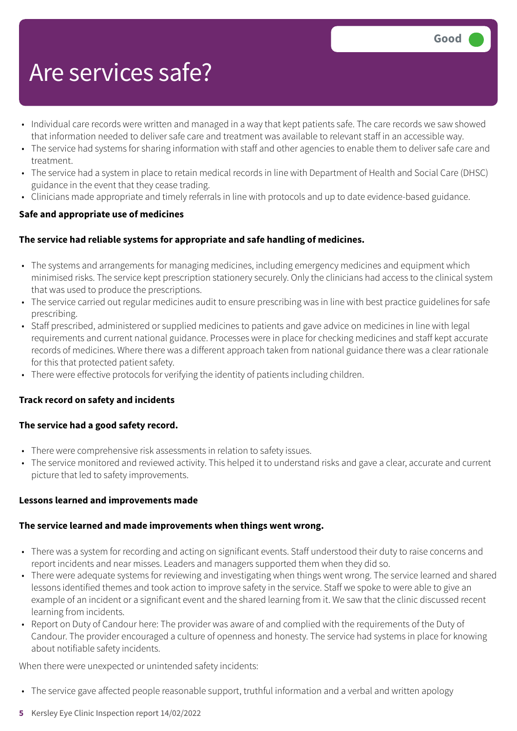# Are services safe?

Good

- Individual care records were written and managed in a way that kept patients safe. The care records we saw showed that information needed to deliver safe care and treatment was available to relevant staff in an accessible way.
- The service had systems for sharing information with staff and other agencies to enable them to deliver safe care and treatment.
- The service had a system in place to retain medical records in line with Department of Health and Social Care (DHSC) guidance in the event that they cease trading.
- Clinicians made appropriate and timely referrals in line with protocols and up to date evidence-based guidance.

**Safe and appropriate use of medicines**

**The service had reliable systems for appropriate and safe handling of medicines.**

- The systems and arrangements for managing medicines, including emergency medicines and equipment which minimised risks. The service kept prescription stationery securely. Only the clinicians had access to the clinical system that was used to produce the prescriptions.
- The service carried out regular medicines audit to ensure prescribing was in line with best practice guidelines for safe prescribing.
- Staff prescribed, administered or supplied medicines to patients and gave advice on medicines in line with legal requirements and current national guidance. Processes were in place for checking medicines and staff kept accurate records of medicines. Where there was a different approach taken from national guidance there was a clear rationale for this that protected patient safety.
- There were effective protocols for verifying the identity of patients including children.

**Track record on safety and incidents**

**The service had a good safety record.**

- There were comprehensive risk assessments in relation to safety issues.
- The service monitored and reviewed activity. This helped it to understand risks and gave a clear, accurate and current picture that led to safety improvements.

**Lessons learned and improvements made**

**The service learned and made improvements when things went wrong.**

- There was a system for recording and acting on significant events. Staff understood their duty to raise concerns and report incidents and near misses. Leaders and managers supported them when they did so.
- There were adequate systems for reviewing and investigating when things went wrong. The service learned and shared lessons identified themes and took action to improve safety in the service. Staff we spoke to were able to give an example of an incident or a significant event and the shared learning from it. We saw that the clinic discussed recent learning from incidents.
- Report on Duty of Candour here: The provider was aware of and complied with the requirements of the Duty of Candour. The provider encouraged a culture of openness and honesty. The service had systems in place for knowing about notifiable safety incidents.

When there were unexpected or unintended safety incidents:

- The service gave affected people reasonable support, truthful information and a verbal and written apology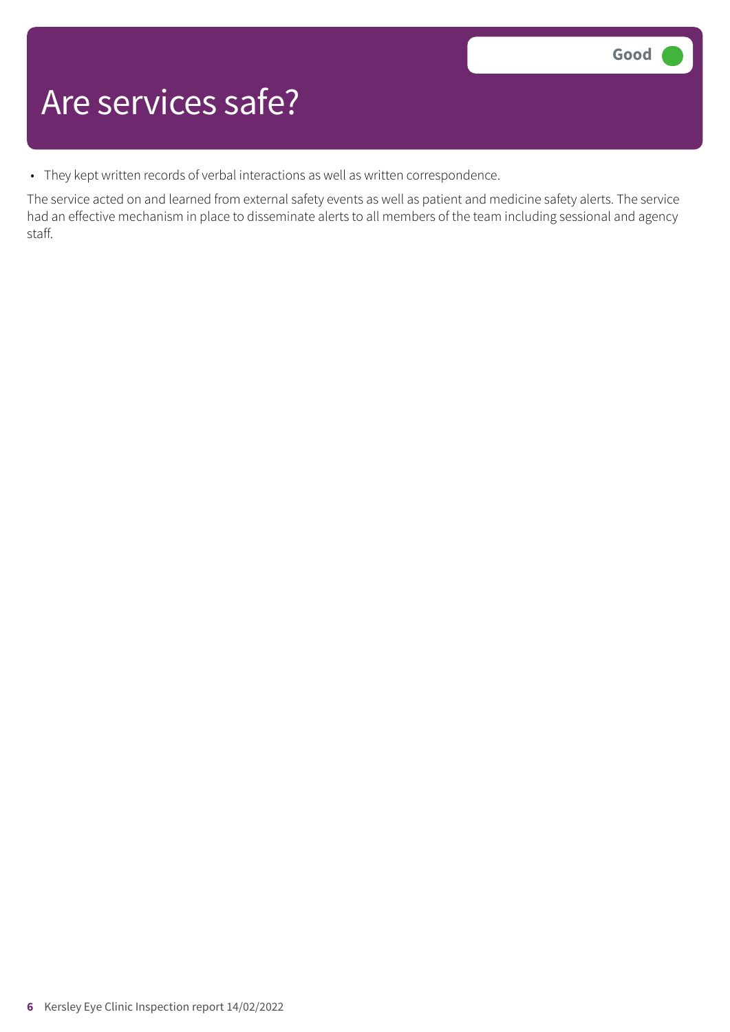# Are services safe?

Good

- They kept written records of verbal interactions as well as written correspondence.

The service acted on and learned from external safety events as well as patient and medicine safety alerts. The service had an effective mechanism in place to disseminate alerts to all members of the team including sessional and agency staff.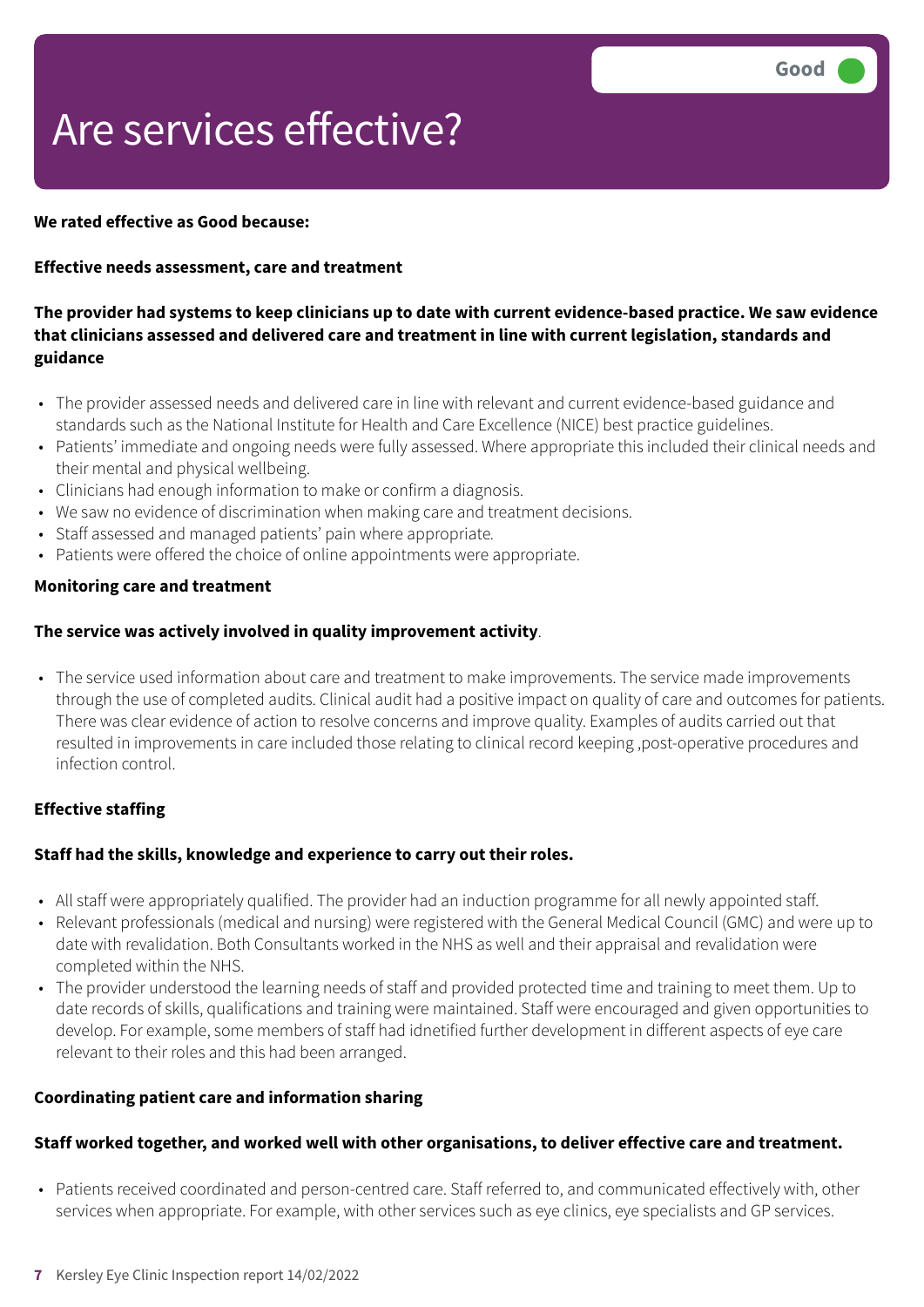# Are services effective?

Good

**We rated effective as Good because:**

**Effective needs assessment, care and treatment**

**The provider had systems to keep clinicians up to date with current evidence-based practice. We saw evidence that clinicians assessed and delivered care and treatment in line with current legislation, standards and guidance**

- The provider assessed needs and delivered care in line with relevant and current evidence-based guidance and standards such as the National Institute for Health and Care Excellence (NICE) best practice guidelines.
- Patients' immediate and ongoing needs were fully assessed. Where appropriate this included their clinical needs and their mental and physical wellbeing.
- Clinicians had enough information to make or confirm a diagnosis.
- We saw no evidence of discrimination when making care and treatment decisions.
- Staff assessed and managed patients' pain where appropriate.
- Patients were offered the choice of online appointments were appropriate.

**Monitoring care and treatment**

**The service was actively involved in quality improvement activity**.

- The service used information about care and treatment to make improvements. The service made improvements through the use of completed audits. Clinical audit had a positive impact on quality of care and outcomes for patients. There was clear evidence of action to resolve concerns and improve quality. Examples of audits carried out that resulted in improvements in care included those relating to clinical record keeping ,post-operative procedures and infection control.

**Effective staffing**

**Staff had the skills, knowledge and experience to carry out their roles.**

- All staff were appropriately qualified. The provider had an induction programme for all newly appointed staff.
- Relevant professionals (medical and nursing) were registered with the General Medical Council (GMC) and were up to date with revalidation. Both Consultants worked in the NHS as well and their appraisal and revalidation were completed within the NHS.
- The provider understood the learning needs of staff and provided protected time and training to meet them. Up to date records of skills, qualifications and training were maintained. Staff were encouraged and given opportunities to develop. For example, some members of staff had idnetified further development in different aspects of eye care relevant to their roles and this had been arranged.

**Coordinating patient care and information sharing**

**Staff worked together, and worked well with other organisations, to deliver effective care and treatment.**

- Patients received coordinated and person-centred care. Staff referred to, and communicated effectively with, other services when appropriate. For example, with other services such as eye clinics, eye specialists and GP services.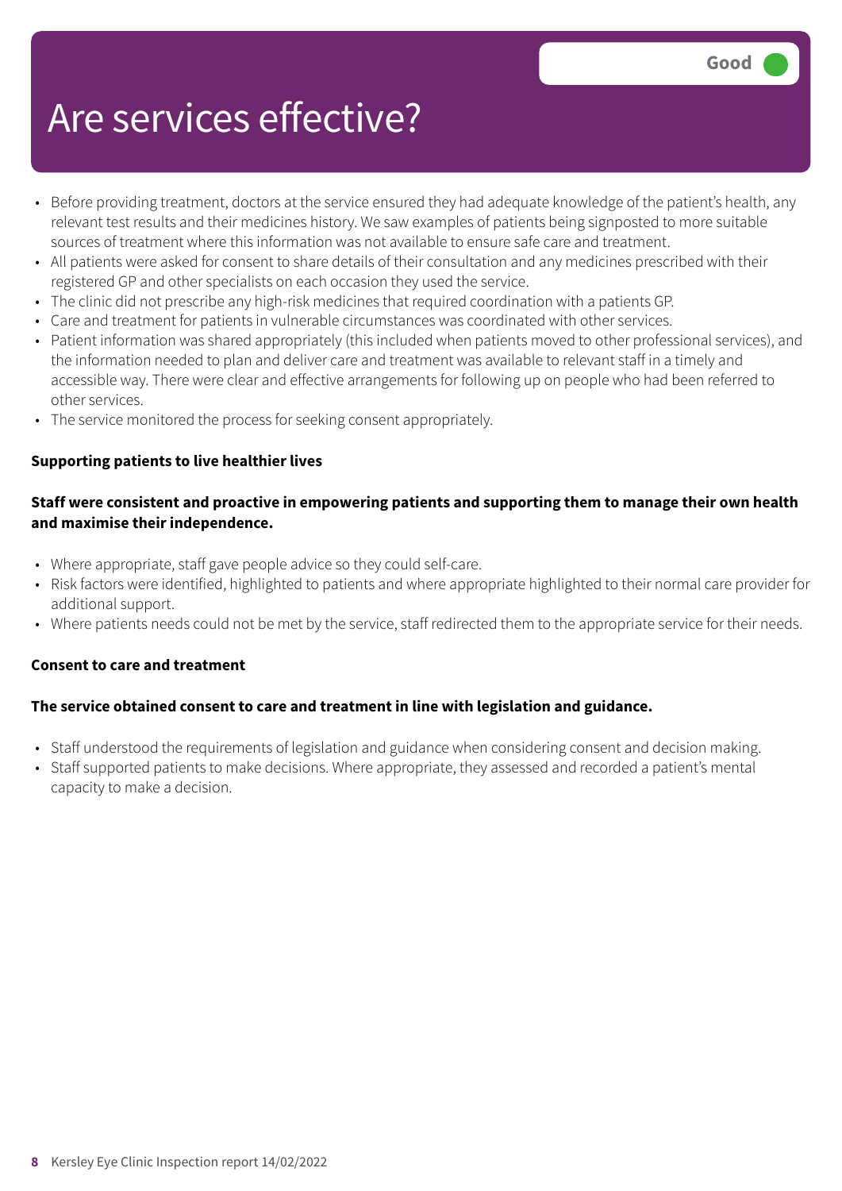# Are services effective?

Good

- Before providing treatment, doctors at the service ensured they had adequate knowledge of the patient's health, any relevant test results and their medicines history. We saw examples of patients being signposted to more suitable sources of treatment where this information was not available to ensure safe care and treatment.
- All patients were asked for consent to share details of their consultation and any medicines prescribed with their registered GP and other specialists on each occasion they used the service.
- The clinic did not prescribe any high-risk medicines that required coordination with a patients GP.
- Care and treatment for patients in vulnerable circumstances was coordinated with other services.
- Patient information was shared appropriately (this included when patients moved to other professional services), and the information needed to plan and deliver care and treatment was available to relevant staff in a timely and accessible way. There were clear and effective arrangements for following up on people who had been referred to other services.
- The service monitored the process for seeking consent appropriately.

**Supporting patients to live healthier lives**

**Staff were consistent and proactive in empowering patients and supporting them to manage their own health and maximise their independence.**

- Where appropriate, staff gave people advice so they could self-care.
- Risk factors were identified, highlighted to patients and where appropriate highlighted to their normal care provider for additional support.
- Where patients needs could not be met by the service, staff redirected them to the appropriate service for their needs.

**Consent to care and treatment**

**The service obtained consent to care and treatment in line with legislation and guidance.**

- Staff understood the requirements of legislation and guidance when considering consent and decision making.
- Staff supported patients to make decisions. Where appropriate, they assessed and recorded a patient's mental capacity to make a decision.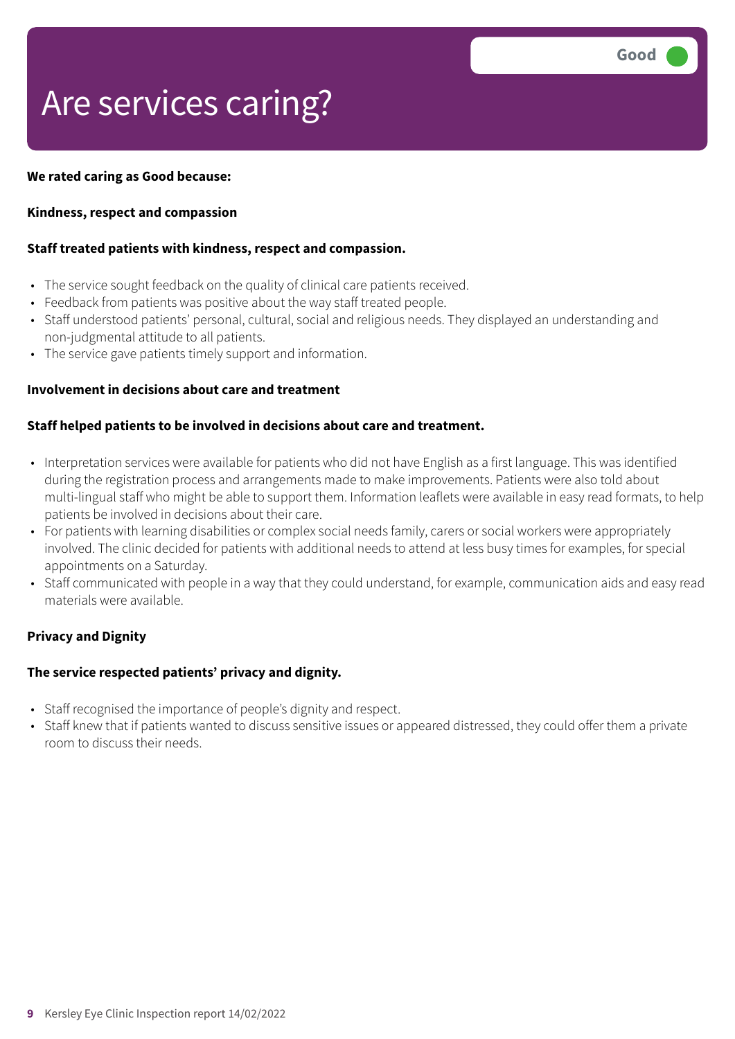# Are services caring?

**Good**

**We rated caring as Good because:**

**Kindness, respect and compassion**

**Staff treated patients with kindness, respect and compassion.**

- The service sought feedback on the quality of clinical care patients received.
- Feedback from patients was positive about the way staff treated people.
- Staff understood patients' personal, cultural, social and religious needs. They displayed an understanding and non-judgmental attitude to all patients.
- The service gave patients timely support and information.

**Involvement in decisions about care and treatment**

**Staff helped patients to be involved in decisions about care and treatment.**

- Interpretation services were available for patients who did not have English as a first language. This was identified during the registration process and arrangements made to make improvements. Patients were also told about multi-lingual staff who might be able to support them. Information leaflets were available in easy read formats, to help patients be involved in decisions about their care.
- For patients with learning disabilities or complex social needs family, carers or social workers were appropriately involved. The clinic decided for patients with additional needs to attend at less busy times for examples, for special appointments on a Saturday.
- Staff communicated with people in a way that they could understand, for example, communication aids and easy read materials were available.

**Privacy and Dignity**

**The service respected patients' privacy and dignity.**

- Staff recognised the importance of people's dignity and respect.
- Staff knew that if patients wanted to discuss sensitive issues or appeared distressed, they could offer them a private room to discuss their needs.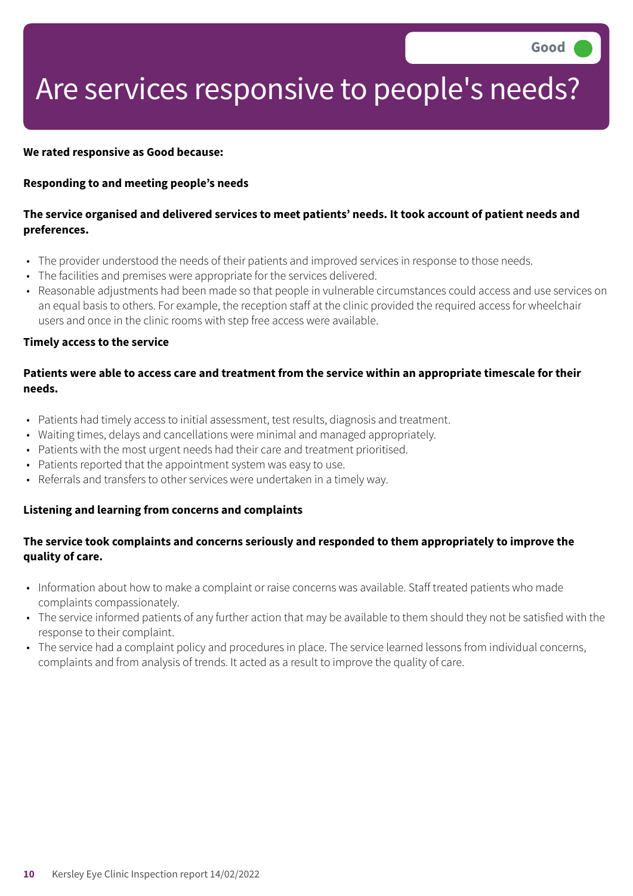Good

# Are services responsive to people's needs?

**We rated responsive as Good because:**

**Responding to and meeting people's needs**

**The service organised and delivered services to meet patients' needs. It took account of patient needs and preferences.**

- The provider understood the needs of their patients and improved services in response to those needs.
- The facilities and premises were appropriate for the services delivered.
- Reasonable adjustments had been made so that people in vulnerable circumstances could access and use services on an equal basis to others. For example, the reception staff at the clinic provided the required access for wheelchair users and once in the clinic rooms with step free access were available.

**Timely access to the service**

**Patients were able to access care and treatment from the service within an appropriate timescale for their needs.**

- Patients had timely access to initial assessment, test results, diagnosis and treatment.
- Waiting times, delays and cancellations were minimal and managed appropriately.
- Patients with the most urgent needs had their care and treatment prioritised.
- Patients reported that the appointment system was easy to use.
- Referrals and transfers to other services were undertaken in a timely way.

**Listening and learning from concerns and complaints**

**The service took complaints and concerns seriously and responded to them appropriately to improve the quality of care.**

- Information about how to make a complaint or raise concerns was available. Staff treated patients who made complaints compassionately.
- The service informed patients of any further action that may be available to them should they not be satisfied with the response to their complaint.
- The service had a complaint policy and procedures in place. The service learned lessons from individual concerns, complaints and from analysis of trends. It acted as a result to improve the quality of care.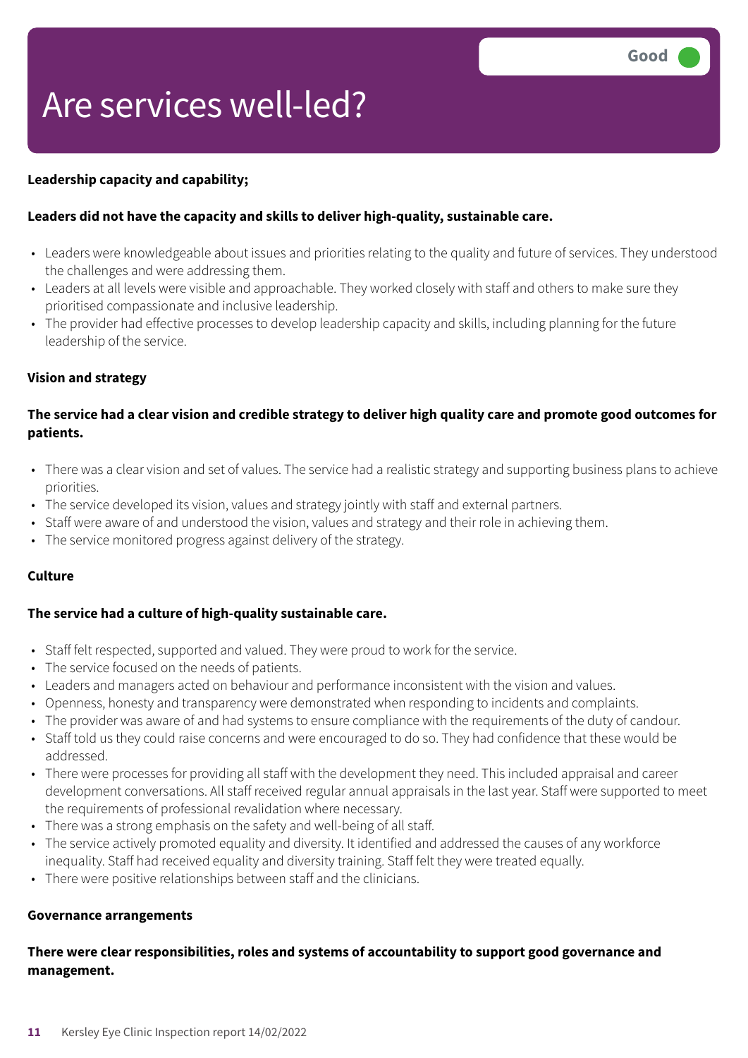# Are services well-led?

Good

**Leadership capacity and capability;**

**Leaders did not have the capacity and skills to deliver high-quality, sustainable care.**

- Leaders were knowledgeable about issues and priorities relating to the quality and future of services. They understood the challenges and were addressing them.
- Leaders at all levels were visible and approachable. They worked closely with staff and others to make sure they prioritised compassionate and inclusive leadership.
- The provider had effective processes to develop leadership capacity and skills, including planning for the future leadership of the service.

**Vision and strategy**

**The service had a clear vision and credible strategy to deliver high quality care and promote good outcomes for patients.**

- There was a clear vision and set of values. The service had a realistic strategy and supporting business plans to achieve priorities.
- The service developed its vision, values and strategy jointly with staff and external partners.
- Staff were aware of and understood the vision, values and strategy and their role in achieving them.
- The service monitored progress against delivery of the strategy.

**Culture**

**The service had a culture of high-quality sustainable care.**

- Staff felt respected, supported and valued. They were proud to work for the service.
- The service focused on the needs of patients.
- Leaders and managers acted on behaviour and performance inconsistent with the vision and values.
- Openness, honesty and transparency were demonstrated when responding to incidents and complaints.
- The provider was aware of and had systems to ensure compliance with the requirements of the duty of candour.
- Staff told us they could raise concerns and were encouraged to do so. They had confidence that these would be addressed.
- There were processes for providing all staff with the development they need. This included appraisal and career development conversations. All staff received regular annual appraisals in the last year. Staff were supported to meet the requirements of professional revalidation where necessary.
- There was a strong emphasis on the safety and well-being of all staff.
- The service actively promoted equality and diversity. It identified and addressed the causes of any workforce inequality. Staff had received equality and diversity training. Staff felt they were treated equally.
- There were positive relationships between staff and the clinicians.

**Governance arrangements**

**There were clear responsibilities, roles and systems of accountability to support good governance and management.**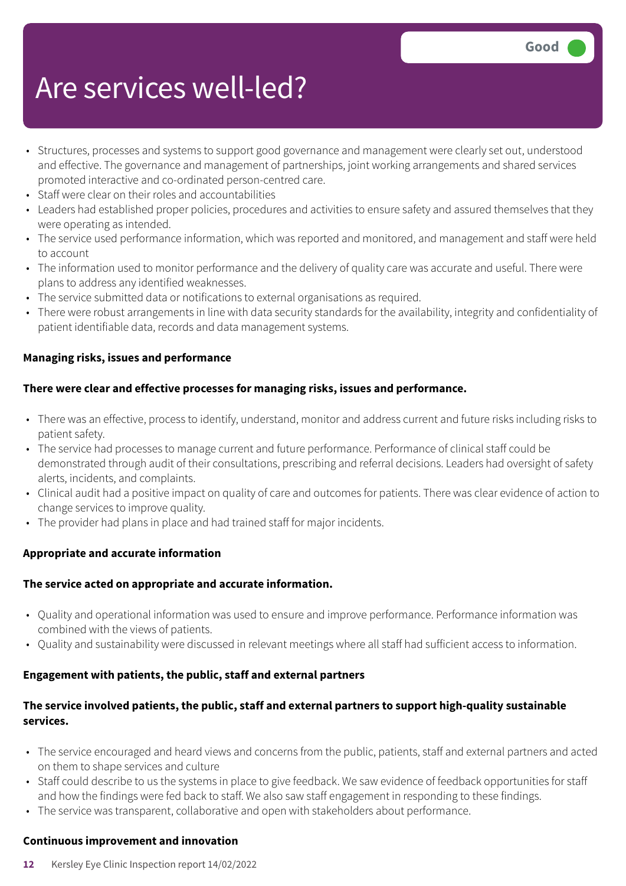# Are services well-led?

Good

- Structures, processes and systems to support good governance and management were clearly set out, understood and effective. The governance and management of partnerships, joint working arrangements and shared services promoted interactive and co-ordinated person-centred care.
- Staff were clear on their roles and accountabilities
- Leaders had established proper policies, procedures and activities to ensure safety and assured themselves that they were operating as intended.
- The service used performance information, which was reported and monitored, and management and staff were held to account
- The information used to monitor performance and the delivery of quality care was accurate and useful. There were plans to address any identified weaknesses.
- The service submitted data or notifications to external organisations as required.
- There were robust arrangements in line with data security standards for the availability, integrity and confidentiality of patient identifiable data, records and data management systems.

**Managing risks, issues and performance**

**There were clear and effective processes for managing risks, issues and performance.**

- There was an effective, process to identify, understand, monitor and address current and future risks including risks to patient safety.
- The service had processes to manage current and future performance. Performance of clinical staff could be demonstrated through audit of their consultations, prescribing and referral decisions. Leaders had oversight of safety alerts, incidents, and complaints.
- Clinical audit had a positive impact on quality of care and outcomes for patients. There was clear evidence of action to change services to improve quality.
- The provider had plans in place and had trained staff for major incidents.

**Appropriate and accurate information**

**The service acted on appropriate and accurate information.**

- Quality and operational information was used to ensure and improve performance. Performance information was combined with the views of patients.
- Quality and sustainability were discussed in relevant meetings where all staff had sufficient access to information.

**Engagement with patients, the public, staff and external partners**

**The service involved patients, the public, staff and external partners to support high-quality sustainable services.**

- The service encouraged and heard views and concerns from the public, patients, staff and external partners and acted on them to shape services and culture
- Staff could describe to us the systems in place to give feedback. We saw evidence of feedback opportunities for staff and how the findings were fed back to staff. We also saw staff engagement in responding to these findings.
- The service was transparent, collaborative and open with stakeholders about performance.

**Continuous improvement and innovation**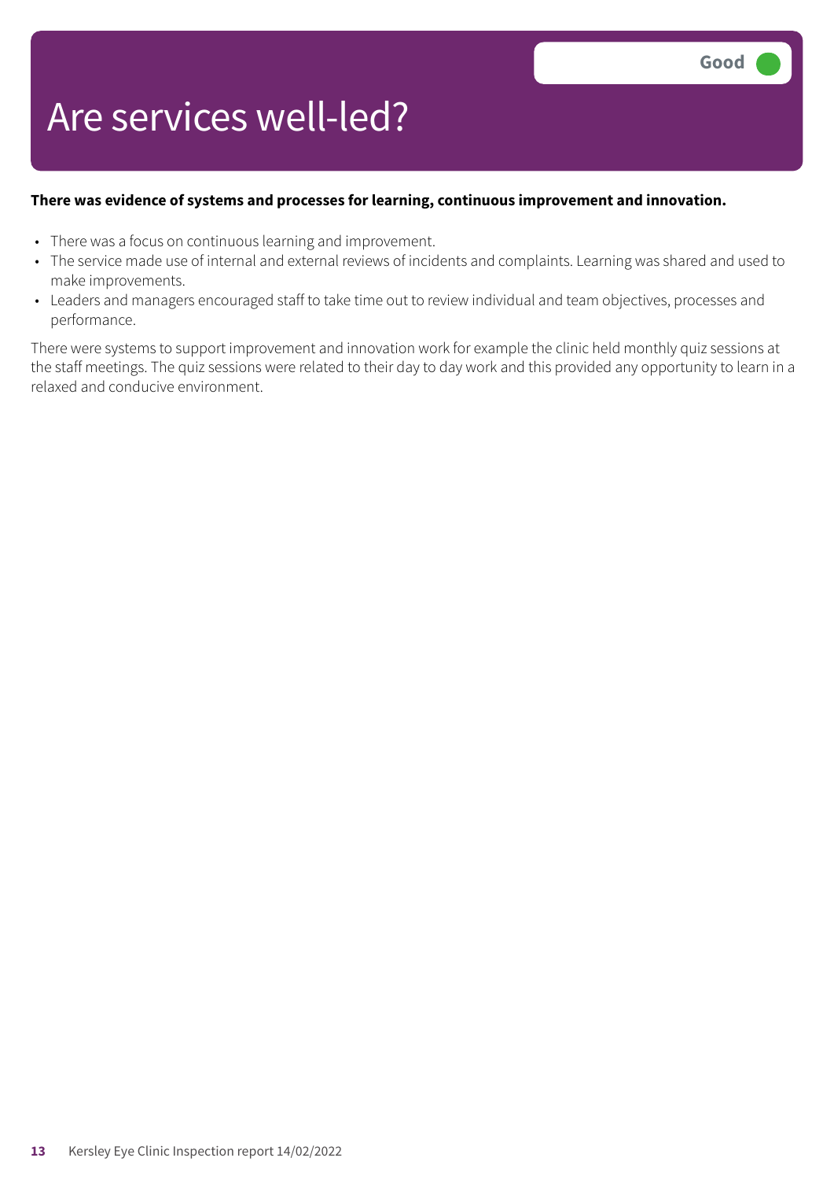# Are services well-led?

Good

**There was evidence of systems and processes for learning, continuous improvement and innovation.**

- There was a focus on continuous learning and improvement.
- The service made use of internal and external reviews of incidents and complaints. Learning was shared and used to make improvements.
- Leaders and managers encouraged staff to take time out to review individual and team objectives, processes and performance.

There were systems to support improvement and innovation work for example the clinic held monthly quiz sessions at the staff meetings. The quiz sessions were related to their day to day work and this provided any opportunity to learn in a relaxed and conducive environment.